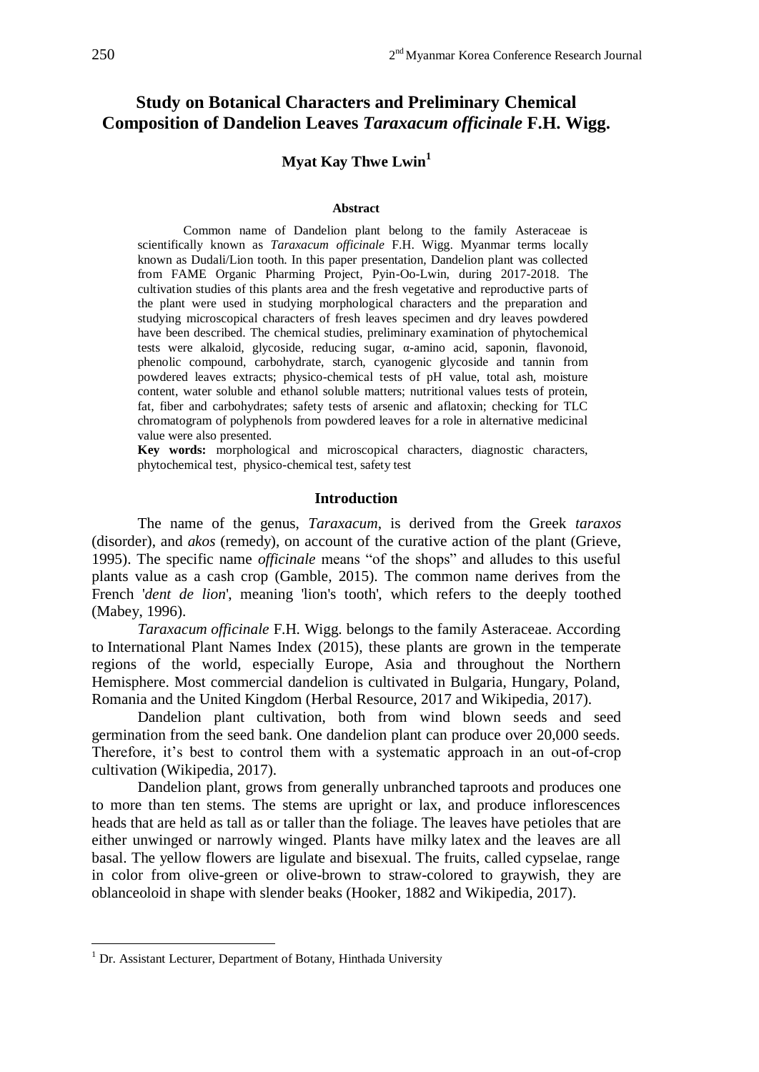# Study on Botanical Characters and Preliminary Chemical Composition of Dandelion Leaves *Taraxacum officinale* F.H. Wigg.

**Myat Kay Thwe Lwin**[1]

### Abstract

Common name of Dandelion plant belong to the family Asteraceae is scientifically known as *Taraxacum officinale* F.H. Wigg. Myanmar terms locally known as Dudali/Lion tooth. In this paper presentation, Dandelion plant was collected from FAME Organic Pharming Project, Pyin-Oo-Lwin, during 2017-2018. The cultivation studies of this plants area and the fresh vegetative and reproductive parts of the plant were used in studying morphological characters and the preparation and studying microscopical characters of fresh leaves specimen and dry leaves powdered have been described. The chemical studies, preliminary examination of phytochemical tests were alkaloid, glycoside, reducing sugar, α-amino acid, saponin, flavonoid, phenolic compound, carbohydrate, starch, cyanogenic glycoside and tannin from powdered leaves extracts; physico-chemical tests of pH value, total ash, moisture content, water soluble and ethanol soluble matters; nutritional values tests of protein, fat, fiber and carbohydrates; safety tests of arsenic and aflatoxin; checking for TLC chromatogram of polyphenols from powdered leaves for a role in alternative medicinal value were also presented.

**Key words:** morphological and microscopical characters, diagnostic characters, phytochemical test, physico-chemical test, safety test

## Introduction

The name of the genus, *Taraxacum*, is derived from the Greek *taraxos* (disorder), and *akos* (remedy), on account of the curative action of the plant (Grieve, 1995). The specific name *officinale* means "of the shops" and alludes to this useful plants value as a cash crop (Gamble, 2015). The common name derives from the French '*dent de lion*', meaning 'lion's tooth', which refers to the deeply toothed (Mabey, 1996).

*Taraxacum officinale* F.H. Wigg. belongs to the family Asteraceae. According to International Plant Names Index (2015), these plants are grown in the temperate regions of the world, especially Europe, Asia and throughout the Northern Hemisphere. Most commercial dandelion is cultivated in Bulgaria, Hungary, Poland, Romania and the United Kingdom (Herbal Resource, 2017 and Wikipedia, 2017).

Dandelion plant cultivation, both from wind blown seeds and seed germination from the seed bank. One dandelion plant can produce over 20,000 seeds. Therefore, it's best to control them with a systematic approach in an out-of-crop cultivation (Wikipedia, 2017).

Dandelion plant, grows from generally unbranched taproots and produces one to more than ten stems. The stems are upright or lax, and produce inflorescences heads that are held as tall as or taller than the foliage. The leaves have petioles that are either unwinged or narrowly winged. Plants have milky latex and the leaves are all basal. The yellow flowers are ligulate and bisexual. The fruits, called cypselae, range in color from olive-green or olive-brown to straw-colored to graywish, they are oblanceoloid in shape with slender beaks (Hooker, 1882 and Wikipedia, 2017).

---

[1] Dr. Assistant Lecturer, Department of Botany, Hinthada University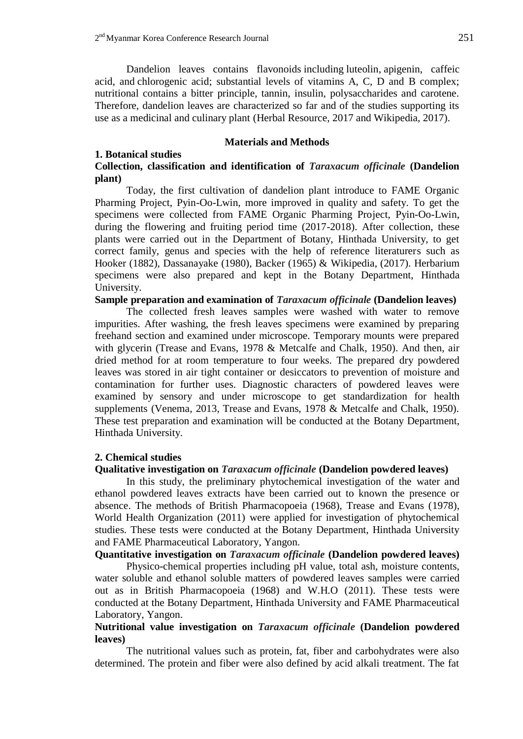Dandelion leaves contains flavonoids including luteolin, apigenin, caffeic acid, and chlorogenic acid; substantial levels of vitamins A, C, D and B complex; nutritional contains a bitter principle, tannin, insulin, polysaccharides and carotene. Therefore, dandelion leaves are characterized so far and of the studies supporting its use as a medicinal and culinary plant (Herbal Resource, 2017 and Wikipedia, 2017).

## Materials and Methods

### 1. Botanical studies

**Collection, classification and identification of *Taraxacum officinale* (Dandelion plant)**

Today, the first cultivation of dandelion plant introduce to FAME Organic Pharming Project, Pyin-Oo-Lwin, more improved in quality and safety. To get the specimens were collected from FAME Organic Pharming Project, Pyin-Oo-Lwin, during the flowering and fruiting period time (2017-2018). After collection, these plants were carried out in the Department of Botany, Hinthada University, to get correct family, genus and species with the help of reference literaturers such as Hooker (1882), Dassanayake (1980), Backer (1965) & Wikipedia, (2017). Herbarium specimens were also prepared and kept in the Botany Department, Hinthada University.

**Sample preparation and examination of *Taraxacum officinale* (Dandelion leaves)**

The collected fresh leaves samples were washed with water to remove impurities. After washing, the fresh leaves specimens were examined by preparing freehand section and examined under microscope. Temporary mounts were prepared with glycerin (Trease and Evans, 1978 & Metcalfe and Chalk, 1950). And then, air dried method for at room temperature to four weeks. The prepared dry powdered leaves was stored in air tight container or desiccators to prevention of moisture and contamination for further uses. Diagnostic characters of powdered leaves were examined by sensory and under microscope to get standardization for health supplements (Venema, 2013, Trease and Evans, 1978 & Metcalfe and Chalk, 1950). These test preparation and examination will be conducted at the Botany Department, Hinthada University.

### 2. Chemical studies

**Qualitative investigation on *Taraxacum officinale* (Dandelion powdered leaves)**

In this study, the preliminary phytochemical investigation of the water and ethanol powdered leaves extracts have been carried out to known the presence or absence. The methods of British Pharmacopoeia (1968), Trease and Evans (1978), World Health Organization (2011) were applied for investigation of phytochemical studies. These tests were conducted at the Botany Department, Hinthada University and FAME Pharmaceutical Laboratory, Yangon.

**Quantitative investigation on *Taraxacum officinale* (Dandelion powdered leaves)**

Physico-chemical properties including pH value, total ash, moisture contents, water soluble and ethanol soluble matters of powdered leaves samples were carried out as in British Pharmacopoeia (1968) and W.H.O (2011). These tests were conducted at the Botany Department, Hinthada University and FAME Pharmaceutical Laboratory, Yangon.

**Nutritional value investigation on *Taraxacum officinale* (Dandelion powdered leaves)**

The nutritional values such as protein, fat, fiber and carbohydrates were also determined. The protein and fiber were also defined by acid alkali treatment. The fat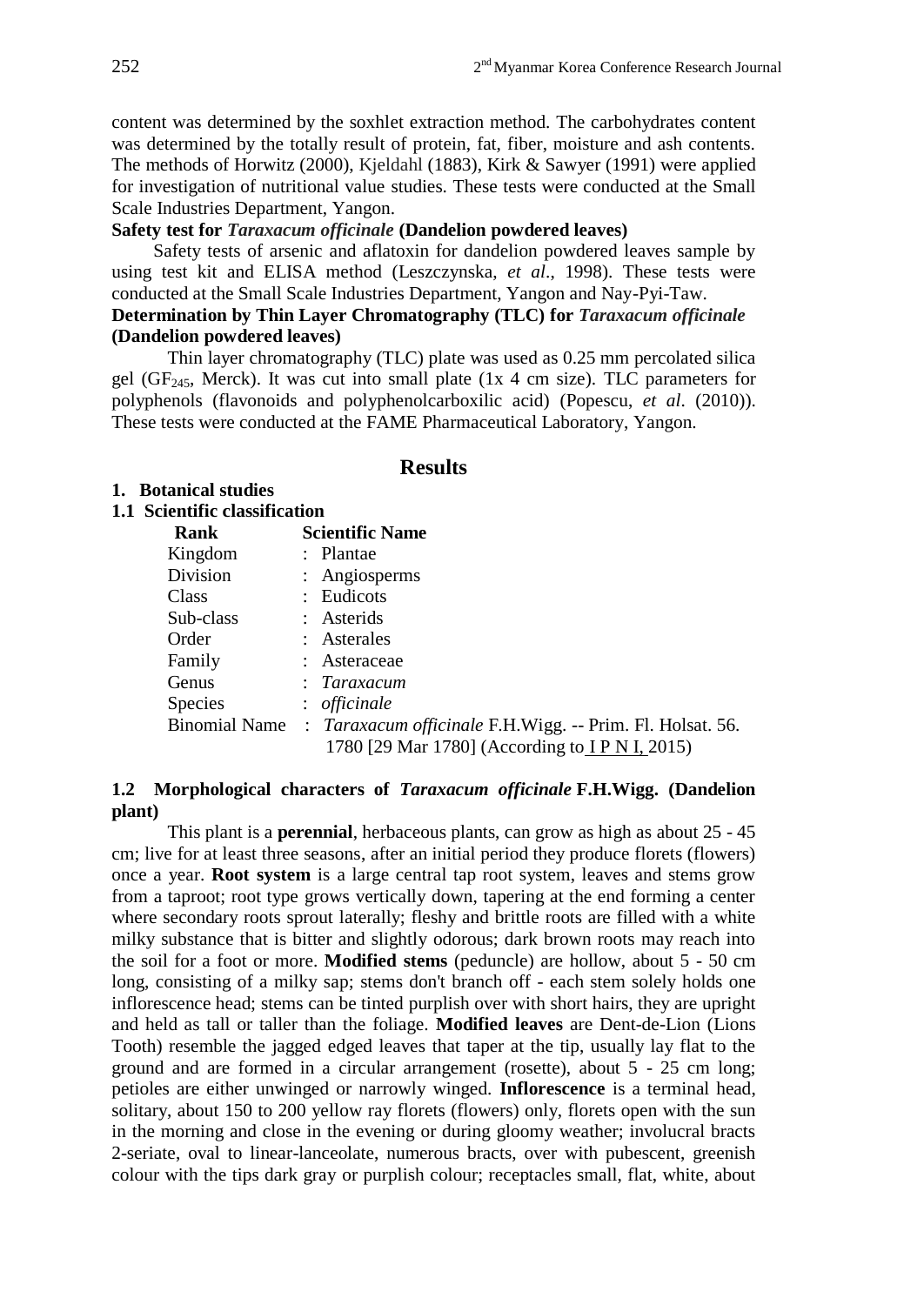content was determined by the soxhlet extraction method. The carbohydrates content was determined by the totally result of protein, fat, fiber, moisture and ash contents. The methods of Horwitz (2000), Kjeldahl (1883), Kirk & Sawyer (1991) were applied for investigation of nutritional value studies. These tests were conducted at the Small Scale Industries Department, Yangon.

**Safety test for *Taraxacum officinale* (Dandelion powdered leaves)**

Safety tests of arsenic and aflatoxin for dandelion powdered leaves sample by using test kit and ELISA method (Leszczynska, *et al*., 1998). These tests were conducted at the Small Scale Industries Department, Yangon and Nay-Pyi-Taw.

**Determination by Thin Layer Chromatography (TLC) for *Taraxacum officinale* (Dandelion powdered leaves)**

Thin layer chromatography (TLC) plate was used as 0.25 mm percolated silica gel ($GF_{245}$, Merck). It was cut into small plate (1x 4 cm size). TLC parameters for polyphenols (flavonoids and polyphenolcarboxilic acid) (Popescu, *et al*. (2010)). These tests were conducted at the FAME Pharmaceutical Laboratory, Yangon.

# Results

## 1. Botanical studies

### 1.1 Scientific classification

| Rank | Scientific Name |
|---|---|
| Kingdom | : Plantae |
| Division | : Angiosperms |
| Class | : Eudicots |
| Sub-class | : Asterids |
| Order | : Asterales |
| Family | : Asteraceae |
| Genus | : *Taraxacum* |
| Species | : *officinale* |
| Binomial Name | : *Taraxacum officinale* F.H.Wigg. -- Prim. Fl. Holsat. 56. 1780 [29 Mar 1780] (According to I P N I, 2015) |

### 1.2 Morphological characters of *Taraxacum officinale* F.H.Wigg. (Dandelion plant)

This plant is a **perennial**, herbaceous plants, can grow as high as about 25 - 45 cm; live for at least three seasons, after an initial period they produce florets (flowers) once a year. **Root system** is a large central tap root system, leaves and stems grow from a taproot; root type grows vertically down, tapering at the end forming a center where secondary roots sprout laterally; fleshy and brittle roots are filled with a white milky substance that is bitter and slightly odorous; dark brown roots may reach into the soil for a foot or more. **Modified stems** (peduncle) are hollow, about 5 - 50 cm long, consisting of a milky sap; stems don't branch off - each stem solely holds one inflorescence head; stems can be tinted purplish over with short hairs, they are upright and held as tall or taller than the foliage. **Modified leaves** are Dent-de-Lion (Lions Tooth) resemble the jagged edged leaves that taper at the tip, usually lay flat to the ground and are formed in a circular arrangement (rosette), about 5 - 25 cm long; petioles are either unwinged or narrowly winged. **Inflorescence** is a terminal head, solitary, about 150 to 200 yellow ray florets (flowers) only, florets open with the sun in the morning and close in the evening or during gloomy weather; involucral bracts 2-seriate, oval to linear-lanceolate, numerous bracts, over with pubescent, greenish colour with the tips dark gray or purplish colour; receptacles small, flat, white, about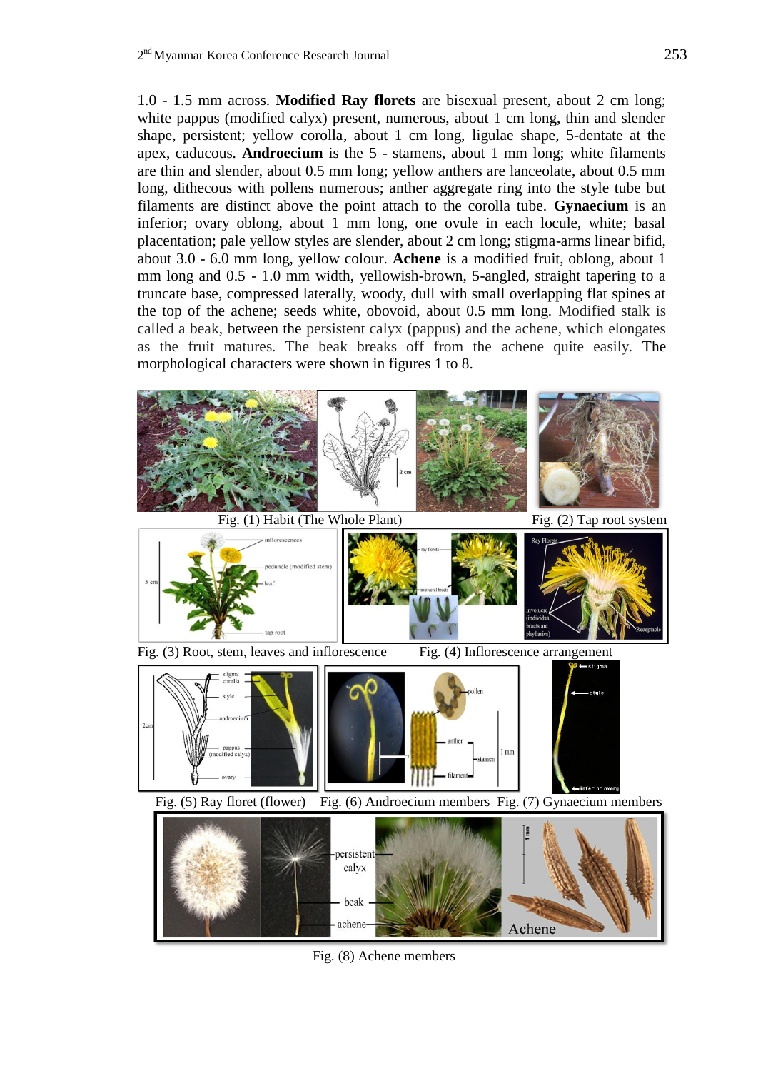1.0 - 1.5 mm across. **Modified Ray florets** are bisexual present, about 2 cm long; white pappus (modified calyx) present, numerous, about 1 cm long, thin and slender shape, persistent; yellow corolla, about 1 cm long, ligulae shape, 5-dentate at the apex, caducous. **Androecium** is the 5 - stamens, about 1 mm long; white filaments are thin and slender, about 0.5 mm long; yellow anthers are lanceolate, about 0.5 mm long, dithecous with pollens numerous; anther aggregate ring into the style tube but filaments are distinct above the point attach to the corolla tube. **Gynaecium** is an inferior; ovary oblong, about 1 mm long, one ovule in each locule, white; basal placentation; pale yellow styles are slender, about 2 cm long; stigma-arms linear bifid, about 3.0 - 6.0 mm long, yellow colour. **Achene** is a modified fruit, oblong, about 1 mm long and 0.5 - 1.0 mm width, yellowish-brown, 5-angled, straight tapering to a truncate base, compressed laterally, woody, dull with small overlapping flat spines at the top of the achene; seeds white, obovoid, about 0.5 mm long. Modified stalk is called a beak, between the persistent calyx (pappus) and the achene, which elongates as the fruit matures. The beak breaks off from the achene quite easily. The morphological characters were shown in figures 1 to 8.

Fig. (1) Habit (The Whole Plant)

Fig. (2) Tap root system

Fig. (3) Root, stem, leaves and inflorescence

Fig. (4) Inflorescence arrangement

Fig. (5) Ray floret (flower)

Fig. (6) Androecium members

Fig. (7) Gynaecium members

Fig. (8) Achene members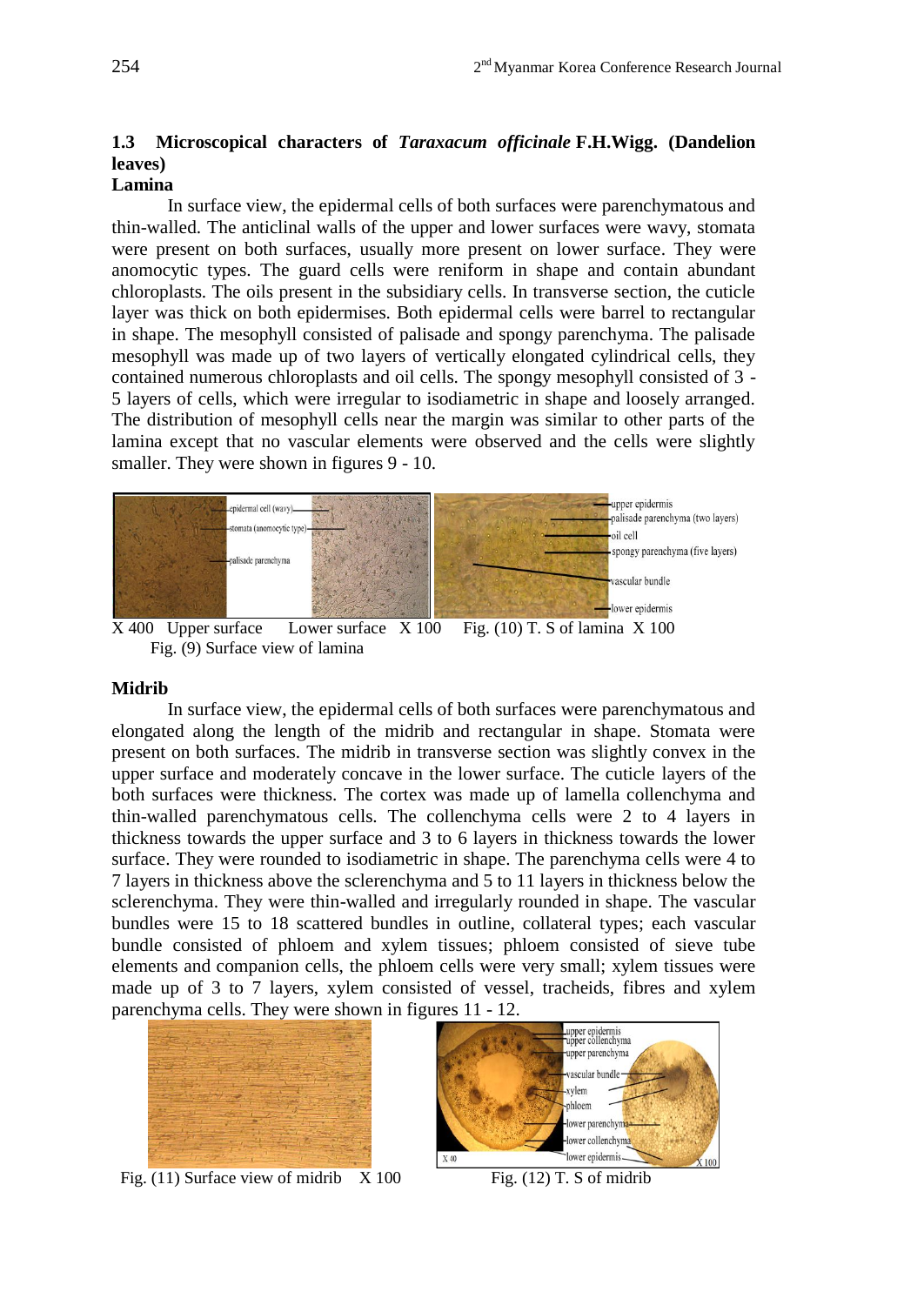### 1.3 Microscopical characters of *Taraxacum officinale* F.H.Wigg. (Dandelion leaves)

**Lamina**

In surface view, the epidermal cells of both surfaces were parenchymatous and thin-walled. The anticlinal walls of the upper and lower surfaces were wavy, stomata were present on both surfaces, usually more present on lower surface. They were anomocytic types. The guard cells were reniform in shape and contain abundant chloroplasts. The oils present in the subsidiary cells. In transverse section, the cuticle layer was thick on both epidermises. Both epidermal cells were barrel to rectangular in shape. The mesophyll consisted of palisade and spongy parenchyma. The palisade mesophyll was made up of two layers of vertically elongated cylindrical cells, they contained numerous chloroplasts and oil cells. The spongy mesophyll consisted of 3 - 5 layers of cells, which were irregular to isodiametric in shape and loosely arranged. The distribution of mesophyll cells near the margin was similar to other parts of the lamina except that no vascular elements were observed and the cells were slightly smaller. They were shown in figures 9 - 10.

X 400 Upper surface Lower surface X 100

Fig. (9) Surface view of lamina

Fig. (10) T. S of lamina X 100

**Midrib**

In surface view, the epidermal cells of both surfaces were parenchymatous and elongated along the length of the midrib and rectangular in shape. Stomata were present on both surfaces. The midrib in transverse section was slightly convex in the upper surface and moderately concave in the lower surface. The cuticle layers of the both surfaces were thickness. The cortex was made up of lamella collenchyma and thin-walled parenchymatous cells. The collenchyma cells were 2 to 4 layers in thickness towards the upper surface and 3 to 6 layers in thickness towards the lower surface. They were rounded to isodiametric in shape. The parenchyma cells were 4 to 7 layers in thickness above the sclerenchyma and 5 to 11 layers in thickness below the sclerenchyma. They were thin-walled and irregularly rounded in shape. The vascular bundles were 15 to 18 scattered bundles in outline, collateral types; each vascular bundle consisted of phloem and xylem tissues; phloem consisted of sieve tube elements and companion cells, the phloem cells were very small; xylem tissues were made up of 3 to 7 layers, xylem consisted of vessel, tracheids, fibres and xylem parenchyma cells. They were shown in figures 11 - 12.

Fig. (11) Surface view of midrib X 100

Fig. (12) T. S of midrib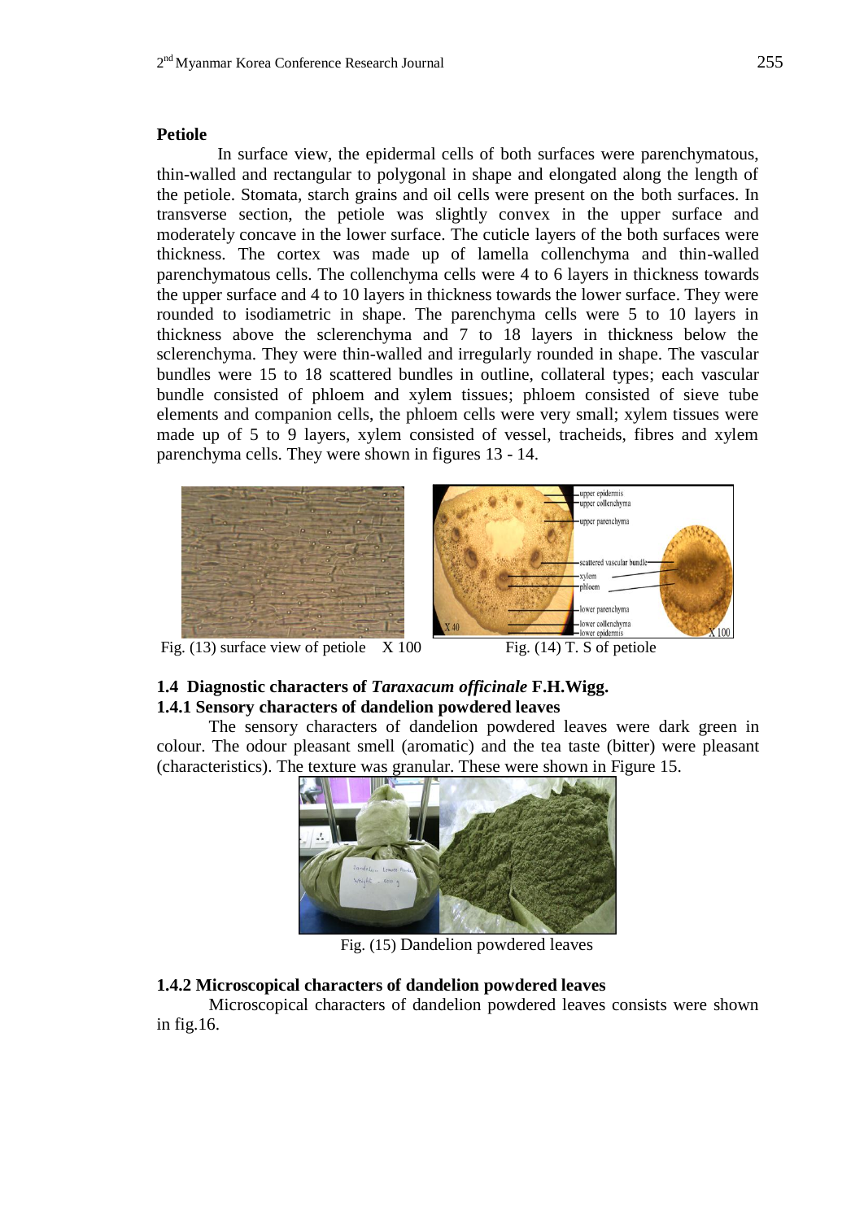### Petiole

In surface view, the epidermal cells of both surfaces were parenchymatous, thin-walled and rectangular to polygonal in shape and elongated along the length of the petiole. Stomata, starch grains and oil cells were present on the both surfaces. In transverse section, the petiole was slightly convex in the upper surface and moderately concave in the lower surface. The cuticle layers of the both surfaces were thickness. The cortex was made up of lamella collenchyma and thin-walled parenchymatous cells. The collenchyma cells were 4 to 6 layers in thickness towards the upper surface and 4 to 10 layers in thickness towards the lower surface. They were rounded to isodiametric in shape. The parenchyma cells were 5 to 10 layers in thickness above the sclerenchyma and 7 to 18 layers in thickness below the sclerenchyma. They were thin-walled and irregularly rounded in shape. The vascular bundles were 15 to 18 scattered bundles in outline, collateral types; each vascular bundle consisted of phloem and xylem tissues; phloem consisted of sieve tube elements and companion cells, the phloem cells were very small; xylem tissues were made up of 5 to 9 layers, xylem consisted of vessel, tracheids, fibres and xylem parenchyma cells. They were shown in figures 13 - 14.

Fig. (13) surface view of petiole X 100

Fig. (14) T. S of petiole

## 1.4 Diagnostic characters of *Taraxacum officinale* F.H.Wigg.

### 1.4.1 Sensory characters of dandelion powdered leaves

The sensory characters of dandelion powdered leaves were dark green in colour. The odour pleasant smell (aromatic) and the tea taste (bitter) were pleasant (characteristics). The texture was granular. These were shown in Figure 15.

Fig. (15) Dandelion powdered leaves

### 1.4.2 Microscopical characters of dandelion powdered leaves

Microscopical characters of dandelion powdered leaves consists were shown in fig.16.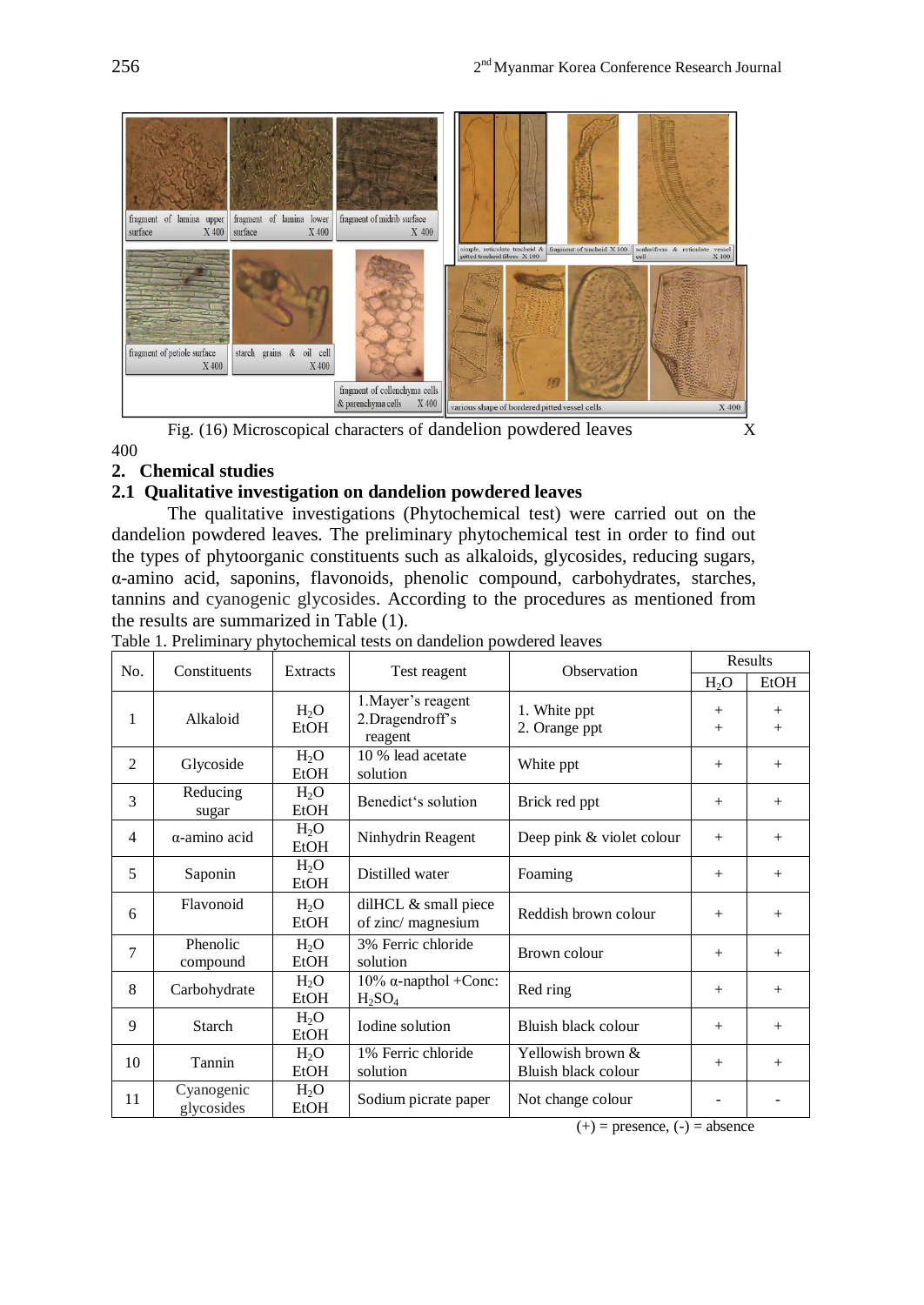Fig. (16) Microscopical characters of dandelion powdered leaves X 400

## 2. Chemical studies

### 2.1 Qualitative investigation on dandelion powdered leaves

The qualitative investigations (Phytochemical test) were carried out on the dandelion powdered leaves. The preliminary phytochemical test in order to find out the types of phytoorganic constituents such as alkaloids, glycosides, reducing sugars, α-amino acid, saponins, flavonoids, phenolic compound, carbohydrates, starches, tannins and cyanogenic glycosides. According to the procedures as mentioned from the results are summarized in Table (1).

Table 1. Preliminary phytochemical tests on dandelion powdered leaves

| No. | Constituents | Extracts | Test reagent | Observation | Results | |
|---|---|---|---|---|---|---|
| | | | | | $H_2O$ | EtOH |
| 1 | Alkaloid | $H_2O$ EtOH | 1.Mayer's reagent 2.Dragendroff's reagent | 1. White ppt 2. Orange ppt | + + | + + |
| 2 | Glycoside | $H_2O$ EtOH | 10 % lead acetate solution | White ppt | + | + |
| 3 | Reducing sugar | $H_2O$ EtOH | Benedict's solution | Brick red ppt | + | + |
| 4 | α-amino acid | $H_2O$ EtOH | Ninhydrin Reagent | Deep pink & violet colour | + | + |
| 5 | Saponin | $H_2O$ EtOH | Distilled water | Foaming | + | + |
| 6 | Flavonoid | $H_2O$ EtOH | dilHCL & small piece of zinc/ magnesium | Reddish brown colour | + | + |
| 7 | Phenolic compound | $H_2O$ EtOH | 3% Ferric chloride solution | Brown colour | + | + |
| 8 | Carbohydrate | $H_2O$ EtOH | 10% α-napthol +Conc: $H_2SO_4$ | Red ring | + | + |
| 9 | Starch | $H_2O$ EtOH | Iodine solution | Bluish black colour | + | + |
| 10 | Tannin | $H_2O$ EtOH | 1% Ferric chloride solution | Yellowish brown & Bluish black colour | + | + |
| 11 | Cyanogenic glycosides | $H_2O$ EtOH | Sodium picrate paper | Not change colour | - | - |

(+) = presence, (-) = absence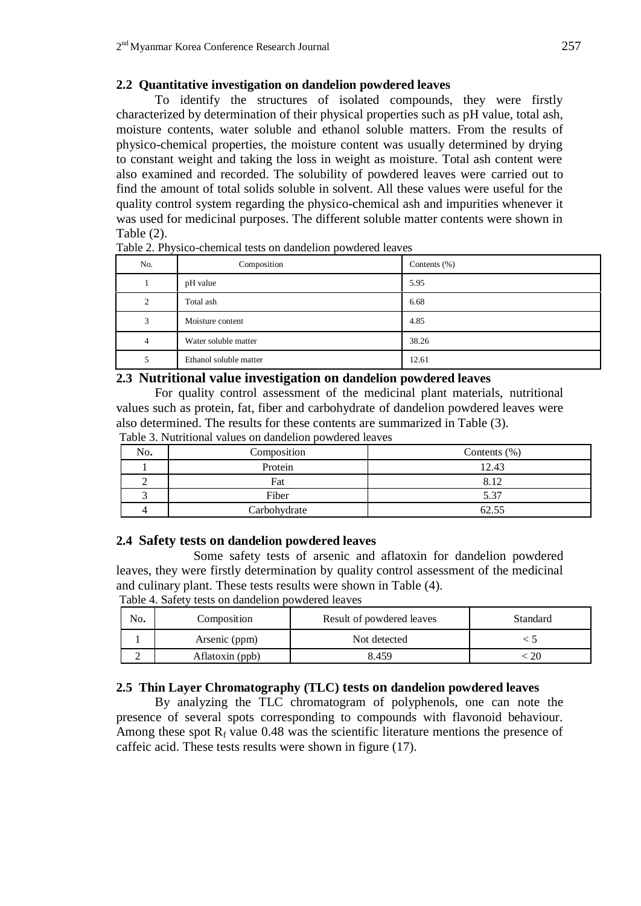### 2.2 Quantitative investigation on dandelion powdered leaves

To identify the structures of isolated compounds, they were firstly characterized by determination of their physical properties such as pH value, total ash, moisture contents, water soluble and ethanol soluble matters. From the results of physico-chemical properties, the moisture content was usually determined by drying to constant weight and taking the loss in weight as moisture. Total ash content were also examined and recorded. The solubility of powdered leaves were carried out to find the amount of total solids soluble in solvent. All these values were useful for the quality control system regarding the physico-chemical ash and impurities whenever it was used for medicinal purposes. The different soluble matter contents were shown in Table (2).

Table 2. Physico-chemical tests on dandelion powdered leaves

| No. | Composition | Contents (%) |
|---|---|---|
| 1 | pH value | 5.95 |
| 2 | Total ash | 6.68 |
| 3 | Moisture content | 4.85 |
| 4 | Water soluble matter | 38.26 |
| 5 | Ethanol soluble matter | 12.61 |

### 2.3 Nutritional value investigation on dandelion powdered leaves

For quality control assessment of the medicinal plant materials, nutritional values such as protein, fat, fiber and carbohydrate of dandelion powdered leaves were also determined. The results for these contents are summarized in Table (3).

Table 3. Nutritional values on dandelion powdered leaves

| No. | Composition | Contents (%) |
|---|---|---|
| 1 | Protein | 12.43 |
| 2 | Fat | 8.12 |
| 3 | Fiber | 5.37 |
| 4 | Carbohydrate | 62.55 |

### 2.4 Safety tests on dandelion powdered leaves

Some safety tests of arsenic and aflatoxin for dandelion powdered leaves, they were firstly determination by quality control assessment of the medicinal and culinary plant. These tests results were shown in Table (4).

Table 4. Safety tests on dandelion powdered leaves

| No. | Composition | Result of powdered leaves | Standard |
|---|---|---|---|
| 1 | Arsenic (ppm) | Not detected | < 5 |
| 2 | Aflatoxin (ppb) | 8.459 | < 20 |

### 2.5 Thin Layer Chromatography (TLC) tests on dandelion powdered leaves

By analyzing the TLC chromatogram of polyphenols, one can note the presence of several spots corresponding to compounds with flavonoid behaviour. Among these spot $R_f$ value 0.48 was the scientific literature mentions the presence of caffeic acid. These tests results were shown in figure (17).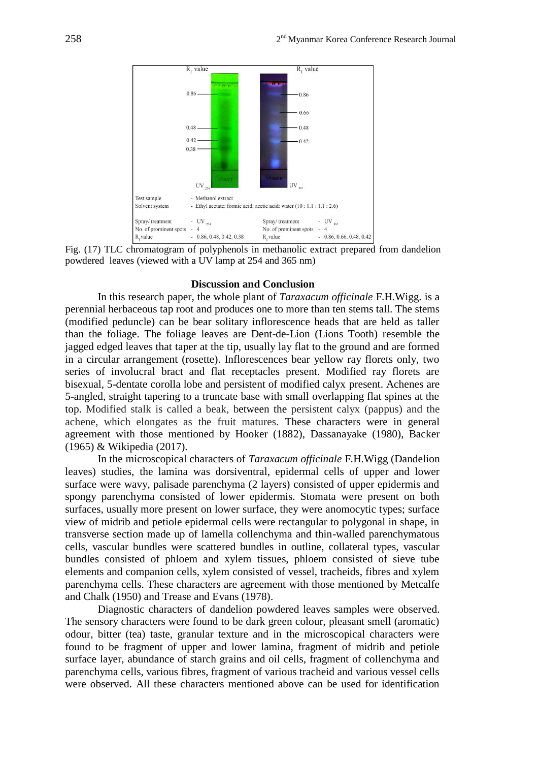| Test sample | - Methanol extract | | |
|---|---|---|---|
| Solvent system | - Ethyl acetate: formic acid: acetic acid: water (10 : 1.1 : 1.1 : 2.6) | | |
| Spray/ treatment | - $UV_{254}$ | Spray/ treatment | - $UV_{365}$ |
| No. of prominent spots | - 4 | No. of prominent spots | - 4 |
| $R_f$ value | - 0.86, 0.48, 0.42, 0.38 | $R_f$ value | - 0.86, 0.66, 0.48, 0.42 |

Fig. (17) TLC chromatogram of polyphenols in methanolic extract prepared from dandelion powdered leaves (viewed with a UV lamp at 254 and 365 nm)

## Discussion and Conclusion

In this research paper, the whole plant of *Taraxacum officinale* F.H.Wigg. is a perennial herbaceous tap root and produces one to more than ten stems tall. The stems (modified peduncle) can be bear solitary inflorescence heads that are held as taller than the foliage. The foliage leaves are Dent-de-Lion (Lions Tooth) resemble the jagged edged leaves that taper at the tip, usually lay flat to the ground and are formed in a circular arrangement (rosette). Inflorescences bear yellow ray florets only, two series of involucral bract and flat receptacles present. Modified ray florets are bisexual, 5-dentate corolla lobe and persistent of modified calyx present. Achenes are 5-angled, straight tapering to a truncate base with small overlapping flat spines at the top. Modified stalk is called a beak, between the persistent calyx (pappus) and the achene, which elongates as the fruit matures. These characters were in general agreement with those mentioned by Hooker (1882), Dassanayake (1980), Backer (1965) & Wikipedia (2017).

In the microscopical characters of *Taraxacum officinale* F.H.Wigg (Dandelion leaves) studies, the lamina was dorsiventral, epidermal cells of upper and lower surface were wavy, palisade parenchyma (2 layers) consisted of upper epidermis and spongy parenchyma consisted of lower epidermis. Stomata were present on both surfaces, usually more present on lower surface, they were anomocytic types; surface view of midrib and petiole epidermal cells were rectangular to polygonal in shape, in transverse section made up of lamella collenchyma and thin-walled parenchymatous cells, vascular bundles were scattered bundles in outline, collateral types, vascular bundles consisted of phloem and xylem tissues, phloem consisted of sieve tube elements and companion cells, xylem consisted of vessel, tracheids, fibres and xylem parenchyma cells. These characters are agreement with those mentioned by Metcalfe and Chalk (1950) and Trease and Evans (1978).

Diagnostic characters of dandelion powdered leaves samples were observed. The sensory characters were found to be dark green colour, pleasant smell (aromatic) odour, bitter (tea) taste, granular texture and in the microscopical characters were found to be fragment of upper and lower lamina, fragment of midrib and petiole surface layer, abundance of starch grains and oil cells, fragment of collenchyma and parenchyma cells, various fibres, fragment of various tracheid and various vessel cells were observed. All these characters mentioned above can be used for identification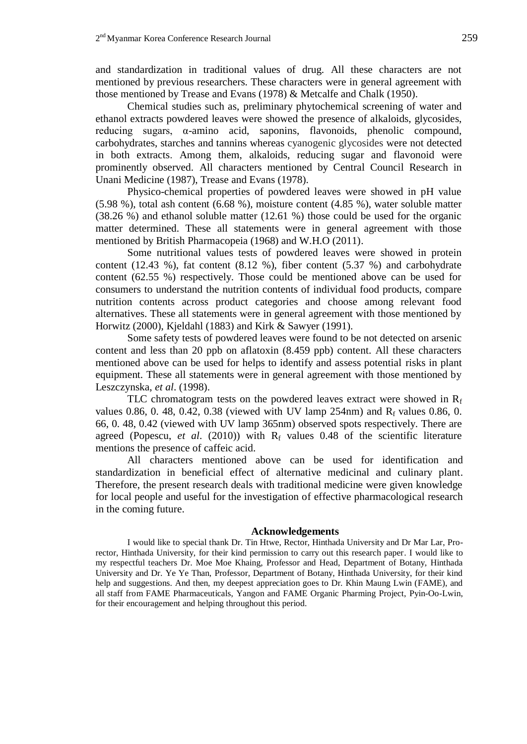and standardization in traditional values of drug. All these characters are not mentioned by previous researchers. These characters were in general agreement with those mentioned by Trease and Evans (1978) & Metcalfe and Chalk (1950).

Chemical studies such as, preliminary phytochemical screening of water and ethanol extracts powdered leaves were showed the presence of alkaloids, glycosides, reducing sugars, α-amino acid, saponins, flavonoids, phenolic compound, carbohydrates, starches and tannins whereas cyanogenic glycosides were not detected in both extracts. Among them, alkaloids, reducing sugar and flavonoid were prominently observed. All characters mentioned by Central Council Research in Unani Medicine (1987), Trease and Evans (1978).

Physico-chemical properties of powdered leaves were showed in pH value (5.98 %), total ash content (6.68 %), moisture content (4.85 %), water soluble matter (38.26 %) and ethanol soluble matter (12.61 %) those could be used for the organic matter determined. These all statements were in general agreement with those mentioned by British Pharmacopeia (1968) and W.H.O (2011).

Some nutritional values tests of powdered leaves were showed in protein content (12.43 %), fat content (8.12 %), fiber content (5.37 %) and carbohydrate content (62.55 %) respectively. Those could be mentioned above can be used for consumers to understand the nutrition contents of individual food products, compare nutrition contents across product categories and choose among relevant food alternatives. These all statements were in general agreement with those mentioned by Horwitz (2000), Kjeldahl (1883) and Kirk & Sawyer (1991).

Some safety tests of powdered leaves were found to be not detected on arsenic content and less than 20 ppb on aflatoxin (8.459 ppb) content. All these characters mentioned above can be used for helps to identify and assess potential risks in plant equipment. These all statements were in general agreement with those mentioned by Leszczynska, *et al*. (1998).

TLC chromatogram tests on the powdered leaves extract were showed in $R_f$ values 0.86, 0. 48, 0.42, 0.38 (viewed with UV lamp 254nm) and $R_f$ values 0.86, 0. 66, 0. 48, 0.42 (viewed with UV lamp 365nm) observed spots respectively. There are agreed (Popescu, *et al*. (2010)) with $R_f$ values 0.48 of the scientific literature mentions the presence of caffeic acid.

All characters mentioned above can be used for identification and standardization in beneficial effect of alternative medicinal and culinary plant. Therefore, the present research deals with traditional medicine were given knowledge for local people and useful for the investigation of effective pharmacological research in the coming future.

## Acknowledgements

I would like to special thank Dr. Tin Htwe, Rector, Hinthada University and Dr Mar Lar, Pro-rector, Hinthada University, for their kind permission to carry out this research paper. I would like to my respectful teachers Dr. Moe Moe Khaing, Professor and Head, Department of Botany, Hinthada University and Dr. Ye Ye Than, Professor, Department of Botany, Hinthada University, for their kind help and suggestions. And then, my deepest appreciation goes to Dr. Khin Maung Lwin (FAME), and all staff from FAME Pharmaceuticals, Yangon and FAME Organic Pharming Project, Pyin-Oo-Lwin, for their encouragement and helping throughout this period.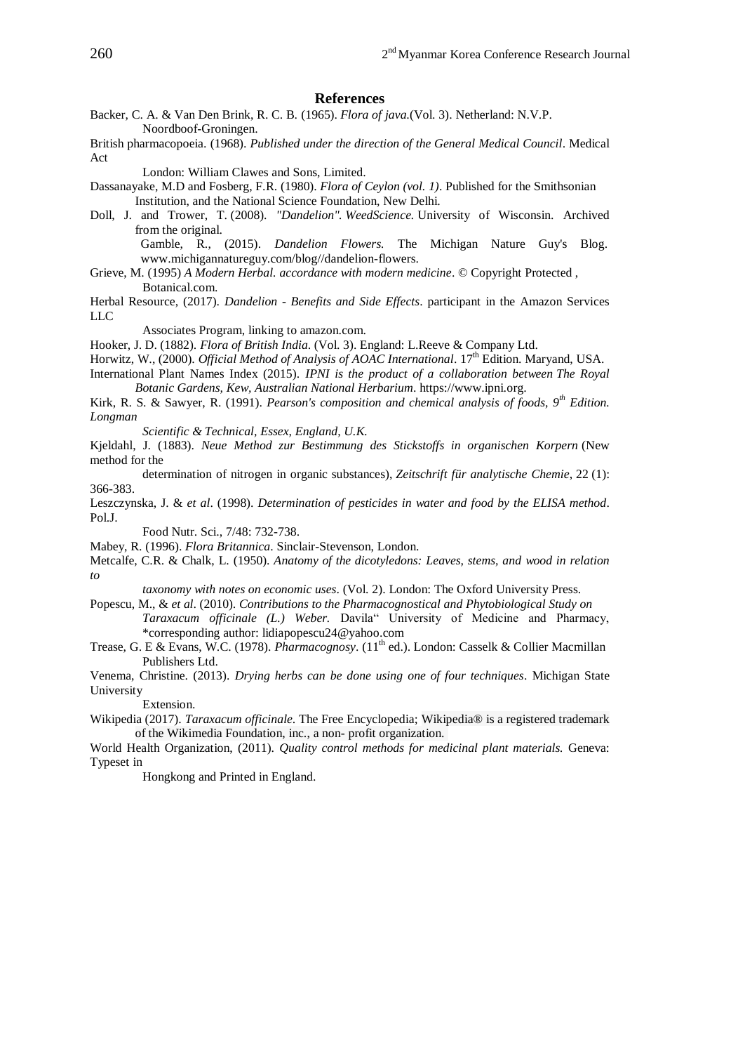## References

Backer, C. A. & Van Den Brink, R. C. B. (1965). *Flora of java.*(Vol. 3). Netherland: N.V.P. Noordboof-Groningen.

British pharmacopoeia. (1968). *Published under the direction of the General Medical Council*. Medical Act London: William Clawes and Sons, Limited.

Dassanayake, M.D and Fosberg, F.R. (1980). *Flora of Ceylon (vol. 1)*. Published for the Smithsonian Institution, and the National Science Foundation, New Delhi.

Doll, J. and Trower, T. (2008). *"Dandelion". WeedScience.* University of Wisconsin. Archived from the original.

Gamble, R., (2015). *Dandelion Flowers.* The Michigan Nature Guy's Blog. www.michigannatureguy.com/blog//dandelion-flowers.

Grieve, M. (1995) *A Modern Herbal. accordance with modern medicine*. © Copyright Protected , Botanical.com.

Herbal Resource, (2017). *Dandelion - Benefits and Side Effects*. participant in the Amazon Services LLC Associates Program, linking to amazon.com.

Hooker, J. D. (1882). *Flora of British India*. (Vol. 3). England: L.Reeve & Company Ltd.

Horwitz, W., (2000). *Official Method of Analysis of AOAC International*. 17th Edition. Maryand, USA.

International Plant Names Index (2015). *IPNI is the product of a collaboration between The Royal Botanic Gardens, Kew, Australian National Herbarium*. https://www.ipni.org.

Kirk, R. S. & Sawyer, R. (1991). *Pearson's composition and chemical analysis of foods, 9th Edition. Longman Scientific & Technical, Essex, England, U.K.*

Kjeldahl, J. (1883). *Neue Method zur Bestimmung des Stickstoffs in organischen Korpern* (New method for the determination of nitrogen in organic substances), *Zeitschrift für analytische Chemie*, 22 (1): 366-383.

Leszczynska, J. & *et al*. (1998). *Determination of pesticides in water and food by the ELISA method*. Pol.J. Food Nutr. Sci., 7/48: 732-738.

Mabey, R. (1996). *Flora Britannica*. Sinclair-Stevenson, London.

Metcalfe, C.R. & Chalk, L. (1950). *Anatomy of the dicotyledons: Leaves, stems, and wood in relation to taxonomy with notes on economic uses*. (Vol. 2). London: The Oxford University Press.

Popescu, M., & *et al*. (2010). *Contributions to the Pharmacognostical and Phytobiological Study on Taraxacum officinale (L.) Weber.* Davila" University of Medicine and Pharmacy, *corresponding author: lidiapopescu24@yahoo.com

Trease, G. E & Evans, W.C. (1978). *Pharmacognosy*. (11th ed.). London: Casselk & Collier Macmillan Publishers Ltd.

Venema, Christine. (2013). *Drying herbs can be done using one of four techniques*. Michigan State University Extension.

Wikipedia (2017). *Taraxacum officinale*. The Free Encyclopedia; Wikipedia® is a registered trademark of the Wikimedia Foundation, inc., a non- profit organization.

World Health Organization, (2011). *Quality control methods for medicinal plant materials.* Geneva: Typeset in Hongkong and Printed in England.